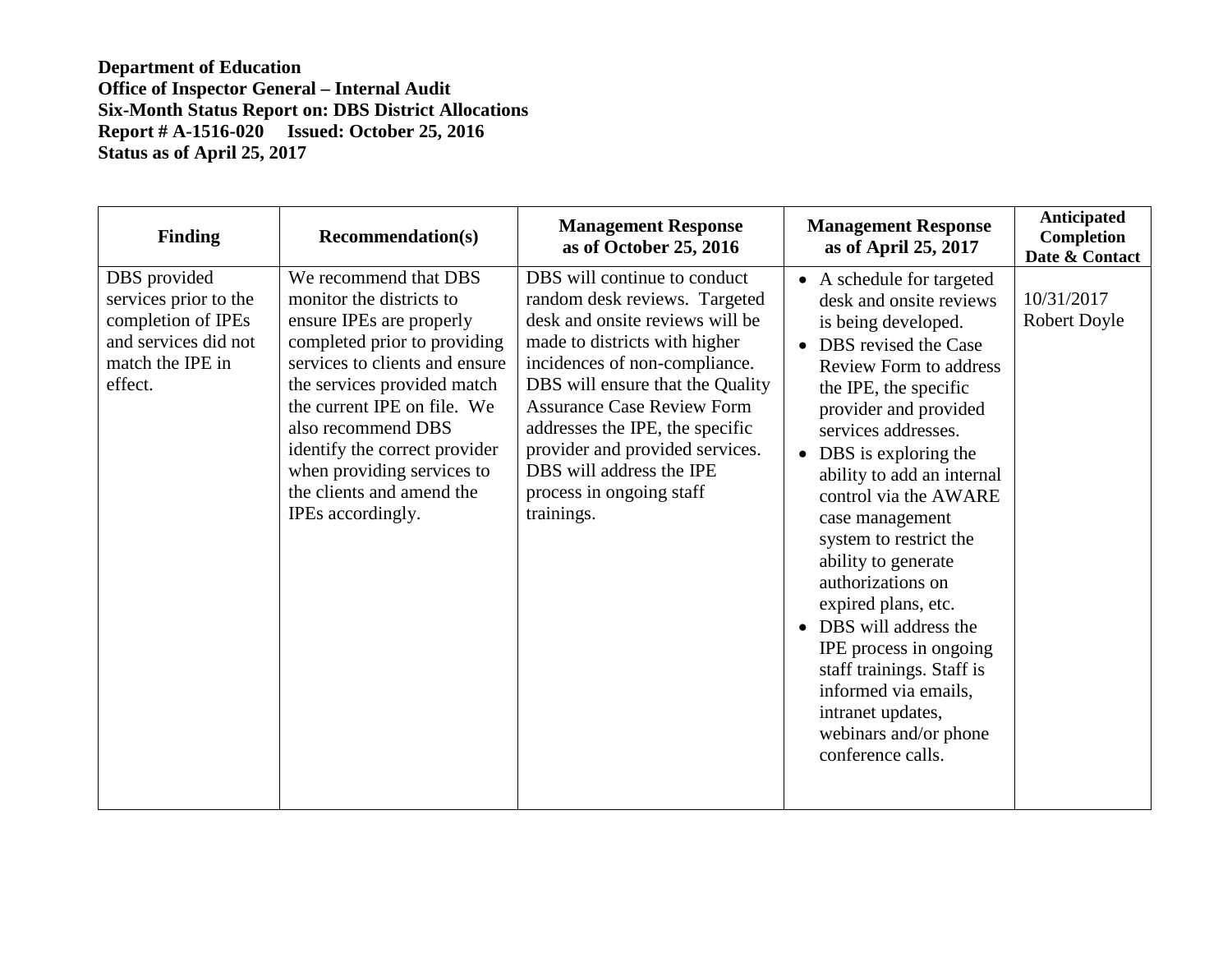**Department of Education**
**Office of Inspector General – Internal Audit**
**Six-Month Status Report on: DBS District Allocations**
**Report # A-1516-020 Issued: October 25, 2016**
**Status as of April 25, 2017**

| Finding | Recommendation(s) | Management Response as of October 25, 2016 | Management Response as of April 25, 2017 | Anticipated Completion Date & Contact |
|---|---|---|---|---|
| DBS provided services prior to the completion of IPEs and services did not match the IPE in effect. | We recommend that DBS monitor the districts to ensure IPEs are properly completed prior to providing services to clients and ensure the services provided match the current IPE on file. We also recommend DBS identify the correct provider when providing services to the clients and amend the IPEs accordingly. | DBS will continue to conduct random desk reviews. Targeted desk and onsite reviews will be made to districts with higher incidences of non-compliance. DBS will ensure that the Quality Assurance Case Review Form addresses the IPE, the specific provider and provided services. DBS will address the IPE process in ongoing staff trainings. | • A schedule for targeted desk and onsite reviews is being developed.<br>• DBS revised the Case Review Form to address the IPE, the specific provider and provided services addresses.<br>• DBS is exploring the ability to add an internal control via the AWARE case management system to restrict the ability to generate authorizations on expired plans, etc.<br>• DBS will address the IPE process in ongoing staff trainings. Staff is informed via emails, intranet updates, webinars and/or phone conference calls. | 10/31/2017<br>Robert Doyle |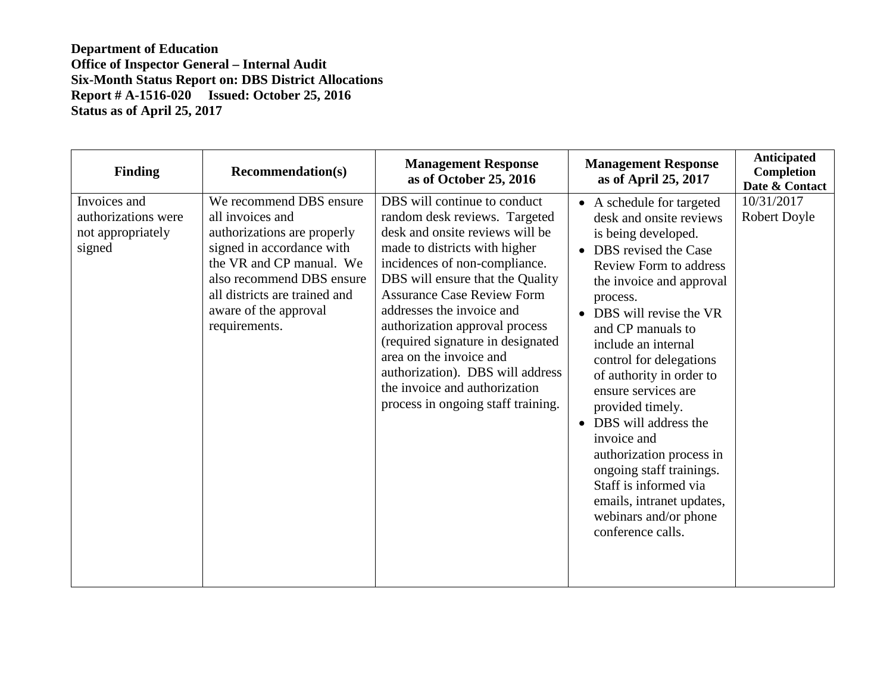**Department of Education**
**Office of Inspector General – Internal Audit**
**Six-Month Status Report on: DBS District Allocations**
**Report # A-1516-020 Issued: October 25, 2016**
**Status as of April 25, 2017**

| Finding | Recommendation(s) | Management Response as of October 25, 2016 | Management Response as of April 25, 2017 | Anticipated Completion Date & Contact |
|---|---|---|---|---|
| Invoices and authorizations were not appropriately signed | We recommend DBS ensure all invoices and authorizations are properly signed in accordance with the VR and CP manual. We also recommend DBS ensure all districts are trained and aware of the approval requirements. | DBS will continue to conduct random desk reviews. Targeted desk and onsite reviews will be made to districts with higher incidences of non-compliance. DBS will ensure that the Quality Assurance Case Review Form addresses the invoice and authorization approval process (required signature in designated area on the invoice and authorization). DBS will address the invoice and authorization process in ongoing staff training. | • A schedule for targeted desk and onsite reviews is being developed.<br>• DBS revised the Case Review Form to address the invoice and approval process.<br>• DBS will revise the VR and CP manuals to include an internal control for delegations of authority in order to ensure services are provided timely.<br>• DBS will address the invoice and authorization process in ongoing staff trainings. Staff is informed via emails, intranet updates, webinars and/or phone conference calls. | 10/31/2017<br>Robert Doyle |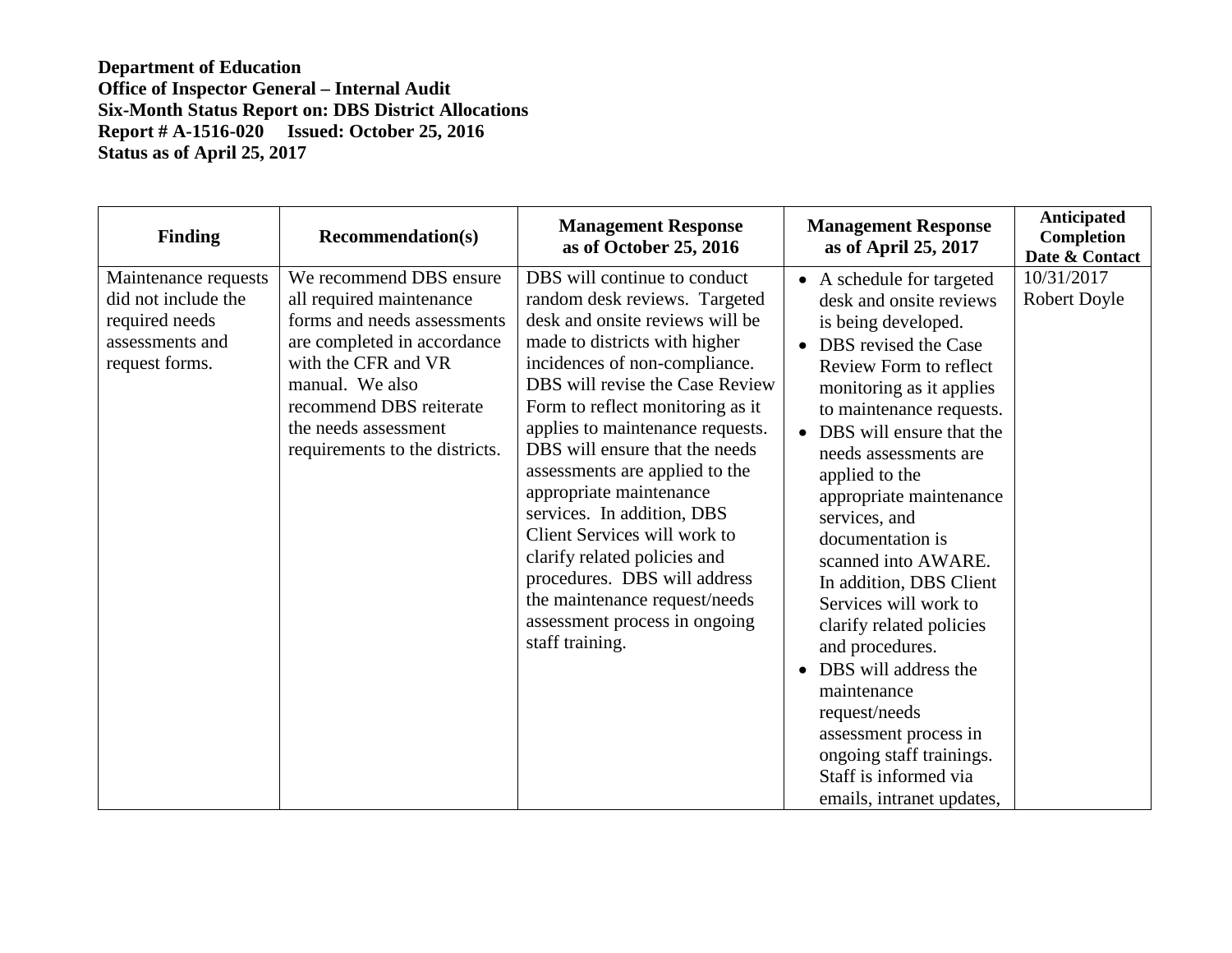**Department of Education**
**Office of Inspector General – Internal Audit**
**Six-Month Status Report on: DBS District Allocations**
**Report # A-1516-020 Issued: October 25, 2016**
**Status as of April 25, 2017**

| Finding | Recommendation(s) | Management Response as of October 25, 2016 | Management Response as of April 25, 2017 | Anticipated Completion Date & Contact |
|---|---|---|---|---|
| Maintenance requests did not include the required needs assessments and request forms. | We recommend DBS ensure all required maintenance forms and needs assessments are completed in accordance with the CFR and VR manual. We also recommend DBS reiterate the needs assessment requirements to the districts. | DBS will continue to conduct random desk reviews. Targeted desk and onsite reviews will be made to districts with higher incidences of non-compliance. DBS will revise the Case Review Form to reflect monitoring as it applies to maintenance requests. DBS will ensure that the needs assessments are applied to the appropriate maintenance services. In addition, DBS Client Services will work to clarify related policies and procedures. DBS will address the maintenance request/needs assessment process in ongoing staff training. | • A schedule for targeted desk and onsite reviews is being developed.<br>• DBS revised the Case Review Form to reflect monitoring as it applies to maintenance requests.<br>• DBS will ensure that the needs assessments are applied to the appropriate maintenance services, and documentation is scanned into AWARE. In addition, DBS Client Services will work to clarify related policies and procedures.<br>• DBS will address the maintenance request/needs assessment process in ongoing staff trainings. Staff is informed via emails, intranet updates, | 10/31/2017<br>Robert Doyle |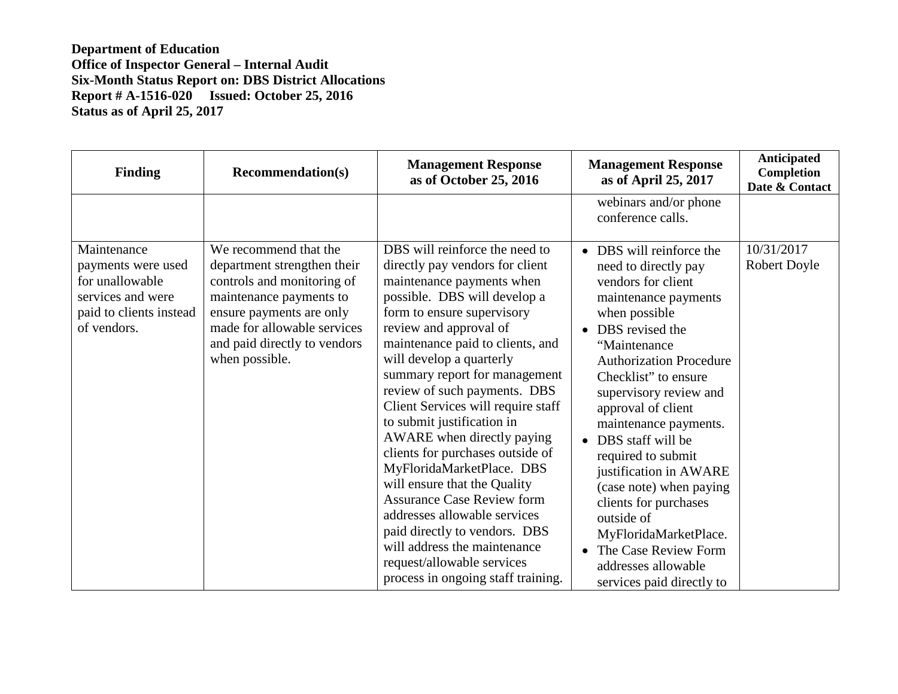**Department of Education**
**Office of Inspector General – Internal Audit**
**Six-Month Status Report on: DBS District Allocations**
**Report # A-1516-020 Issued: October 25, 2016**
**Status as of April 25, 2017**

| Finding | Recommendation(s) | Management Response as of October 25, 2016 | Management Response as of April 25, 2017 | Anticipated Completion Date & Contact |
|---|---|---|---|---|
| | | | webinars and/or phone conference calls. | |
| Maintenance payments were used for unallowable services and were paid to clients instead of vendors. | We recommend that the department strengthen their controls and monitoring of maintenance payments to ensure payments are only made for allowable services and paid directly to vendors when possible. | DBS will reinforce the need to directly pay vendors for client maintenance payments when possible. DBS will develop a form to ensure supervisory review and approval of maintenance paid to clients, and will develop a quarterly summary report for management review of such payments. DBS Client Services will require staff to submit justification in AWARE when directly paying clients for purchases outside of MyFloridaMarketPlace. DBS will ensure that the Quality Assurance Case Review form addresses allowable services paid directly to vendors. DBS will address the maintenance request/allowable services process in ongoing staff training. | • DBS will reinforce the need to directly pay vendors for client maintenance payments when possible<br>• DBS revised the "Maintenance Authorization Procedure Checklist" to ensure supervisory review and approval of client maintenance payments.<br>• DBS staff will be required to submit justification in AWARE (case note) when paying clients for purchases outside of MyFloridaMarketPlace.<br>• The Case Review Form addresses allowable services paid directly to | 10/31/2017<br>Robert Doyle |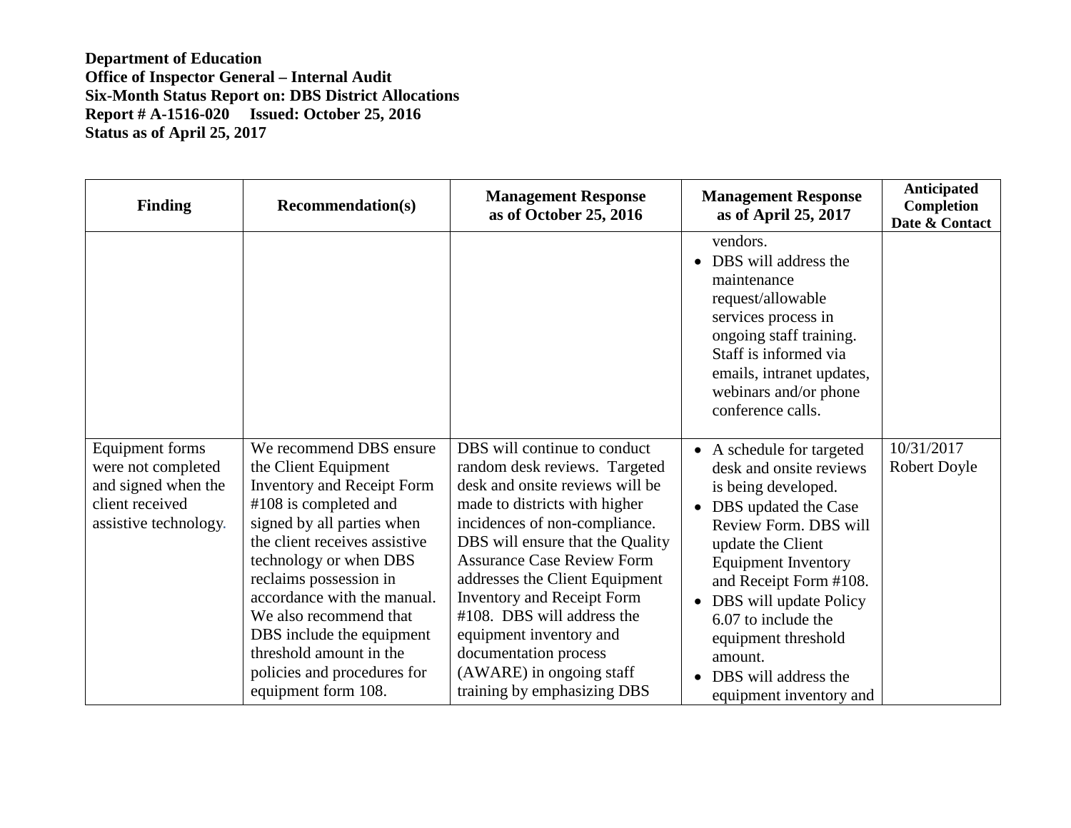**Department of Education**
**Office of Inspector General – Internal Audit**
**Six-Month Status Report on: DBS District Allocations**
**Report # A-1516-020 Issued: October 25, 2016**
**Status as of April 25, 2017**

| Finding | Recommendation(s) | Management Response as of October 25, 2016 | Management Response as of April 25, 2017 | Anticipated Completion Date & Contact |
|---|---|---|---|---|
| | | | vendors.<br>• DBS will address the maintenance request/allowable services process in ongoing staff training. Staff is informed via emails, intranet updates, webinars and/or phone conference calls. | |
| Equipment forms were not completed and signed when the client received assistive technology. | We recommend DBS ensure the Client Equipment Inventory and Receipt Form #108 is completed and signed by all parties when the client receives assistive technology or when DBS reclaims possession in accordance with the manual. We also recommend that DBS include the equipment threshold amount in the policies and procedures for equipment form 108. | DBS will continue to conduct random desk reviews. Targeted desk and onsite reviews will be made to districts with higher incidences of non-compliance. DBS will ensure that the Quality Assurance Case Review Form addresses the Client Equipment Inventory and Receipt Form #108. DBS will address the equipment inventory and documentation process (AWARE) in ongoing staff training by emphasizing DBS | • A schedule for targeted desk and onsite reviews is being developed.<br>• DBS updated the Case Review Form. DBS will update the Client Equipment Inventory and Receipt Form #108.<br>• DBS will update Policy 6.07 to include the equipment threshold amount.<br>• DBS will address the equipment inventory and | 10/31/2017<br>Robert Doyle |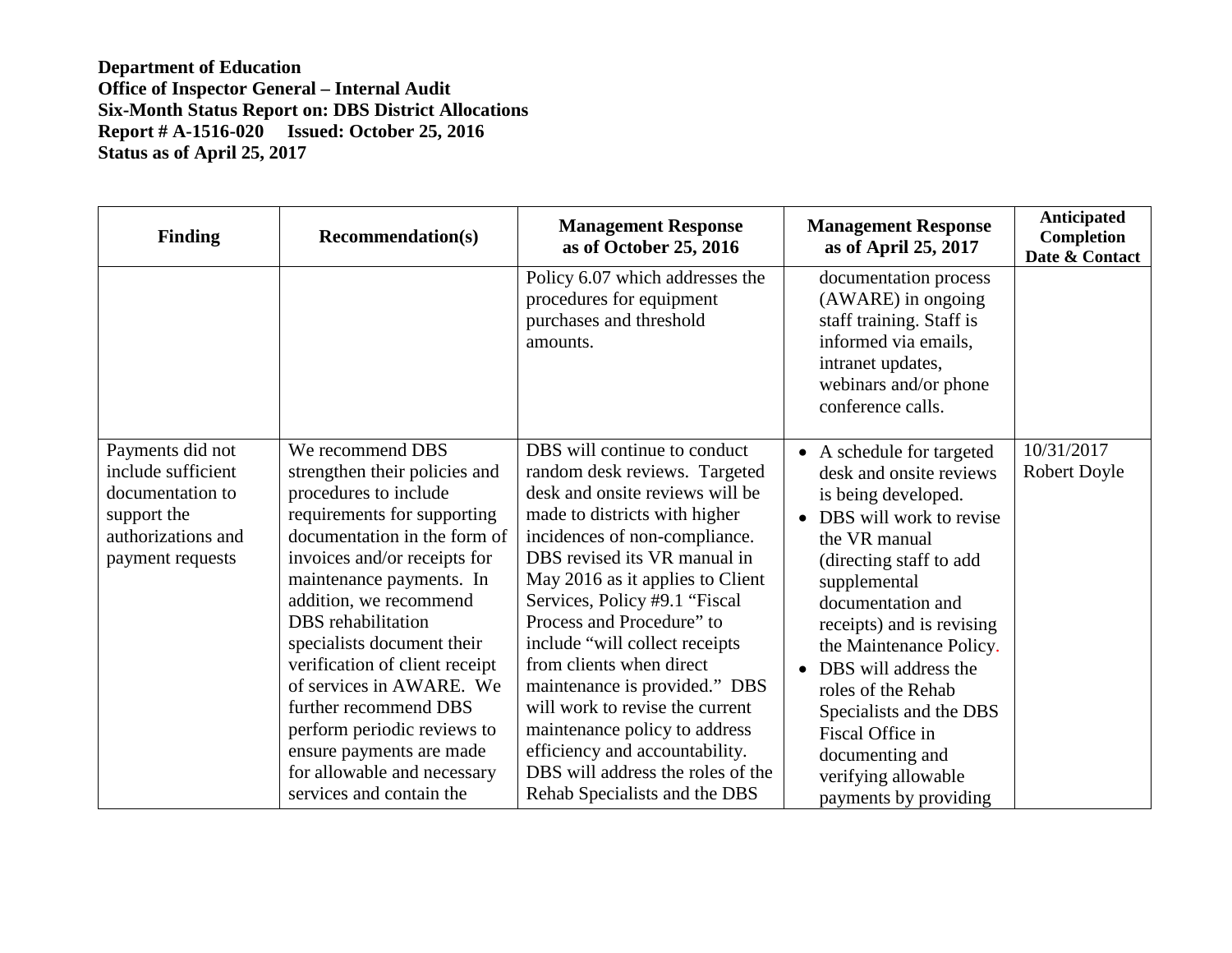**Department of Education**
**Office of Inspector General – Internal Audit**
**Six-Month Status Report on: DBS District Allocations**
**Report # A-1516-020 Issued: October 25, 2016**
**Status as of April 25, 2017**

| Finding | Recommendation(s) | Management Response as of October 25, 2016 | Management Response as of April 25, 2017 | Anticipated Completion Date & Contact |
|---|---|---|---|---|
| | | Policy 6.07 which addresses the procedures for equipment purchases and threshold amounts. | documentation process (AWARE) in ongoing staff training. Staff is informed via emails, intranet updates, webinars and/or phone conference calls. | |
| Payments did not include sufficient documentation to support the authorizations and payment requests | We recommend DBS strengthen their policies and procedures to include requirements for supporting documentation in the form of invoices and/or receipts for maintenance payments. In addition, we recommend DBS rehabilitation specialists document their verification of client receipt of services in AWARE. We further recommend DBS perform periodic reviews to ensure payments are made for allowable and necessary services and contain the | DBS will continue to conduct random desk reviews. Targeted desk and onsite reviews will be made to districts with higher incidences of non-compliance. DBS revised its VR manual in May 2016 as it applies to Client Services, Policy #9.1 "Fiscal Process and Procedure" to include "will collect receipts from clients when direct maintenance is provided." DBS will work to revise the current maintenance policy to address efficiency and accountability. DBS will address the roles of the Rehab Specialists and the DBS | • A schedule for targeted desk and onsite reviews is being developed.<br>• DBS will work to revise the VR manual (directing staff to add supplemental documentation and receipts) and is revising the Maintenance Policy.<br>• DBS will address the roles of the Rehab Specialists and the DBS Fiscal Office in documenting and verifying allowable payments by providing | 10/31/2017<br>Robert Doyle |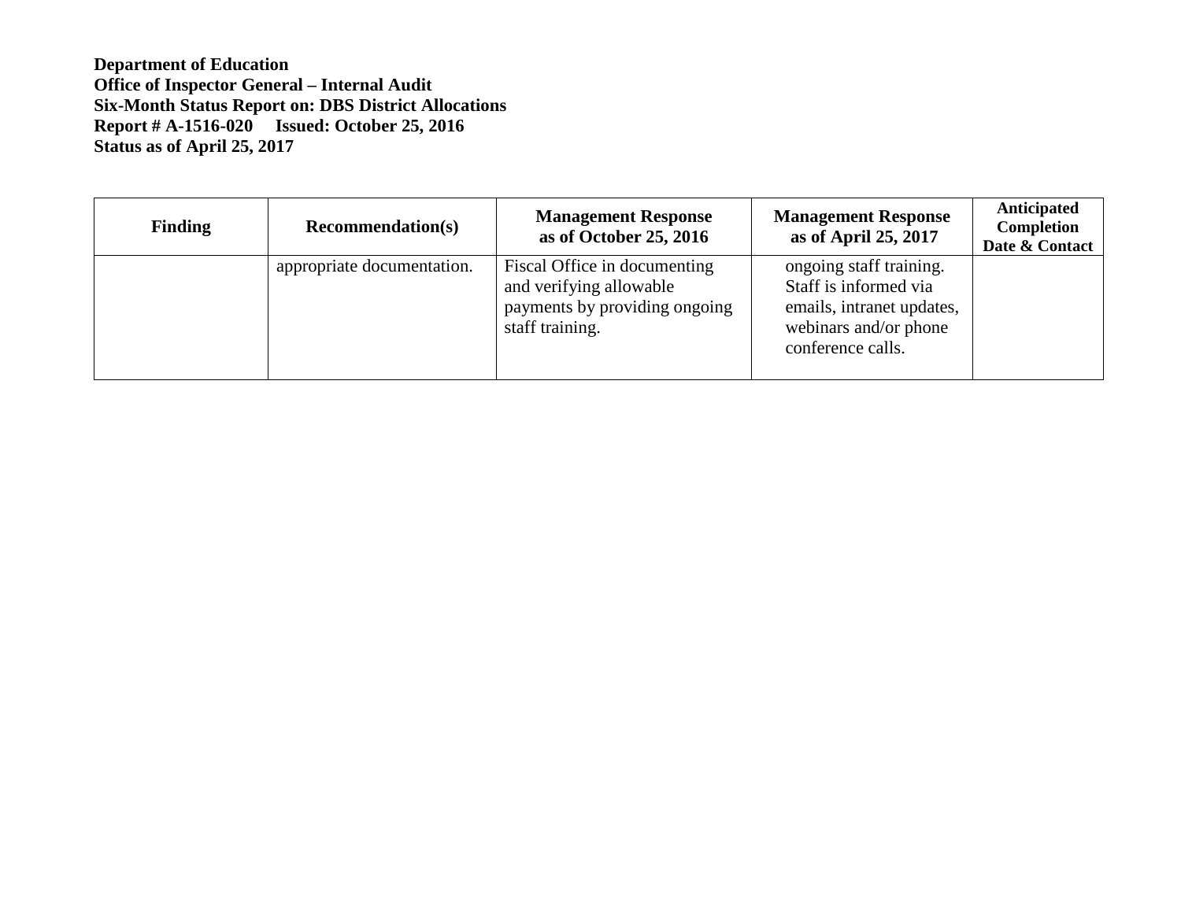**Department of Education**
**Office of Inspector General – Internal Audit**
**Six-Month Status Report on: DBS District Allocations**
**Report # A-1516-020 Issued: October 25, 2016**
**Status as of April 25, 2017**

| Finding | Recommendation(s) | Management Response as of October 25, 2016 | Management Response as of April 25, 2017 | Anticipated Completion Date & Contact |
|---|---|---|---|---|
| | appropriate documentation. | Fiscal Office in documenting and verifying allowable payments by providing ongoing staff training. | ongoing staff training. Staff is informed via emails, intranet updates, webinars and/or phone conference calls. | |